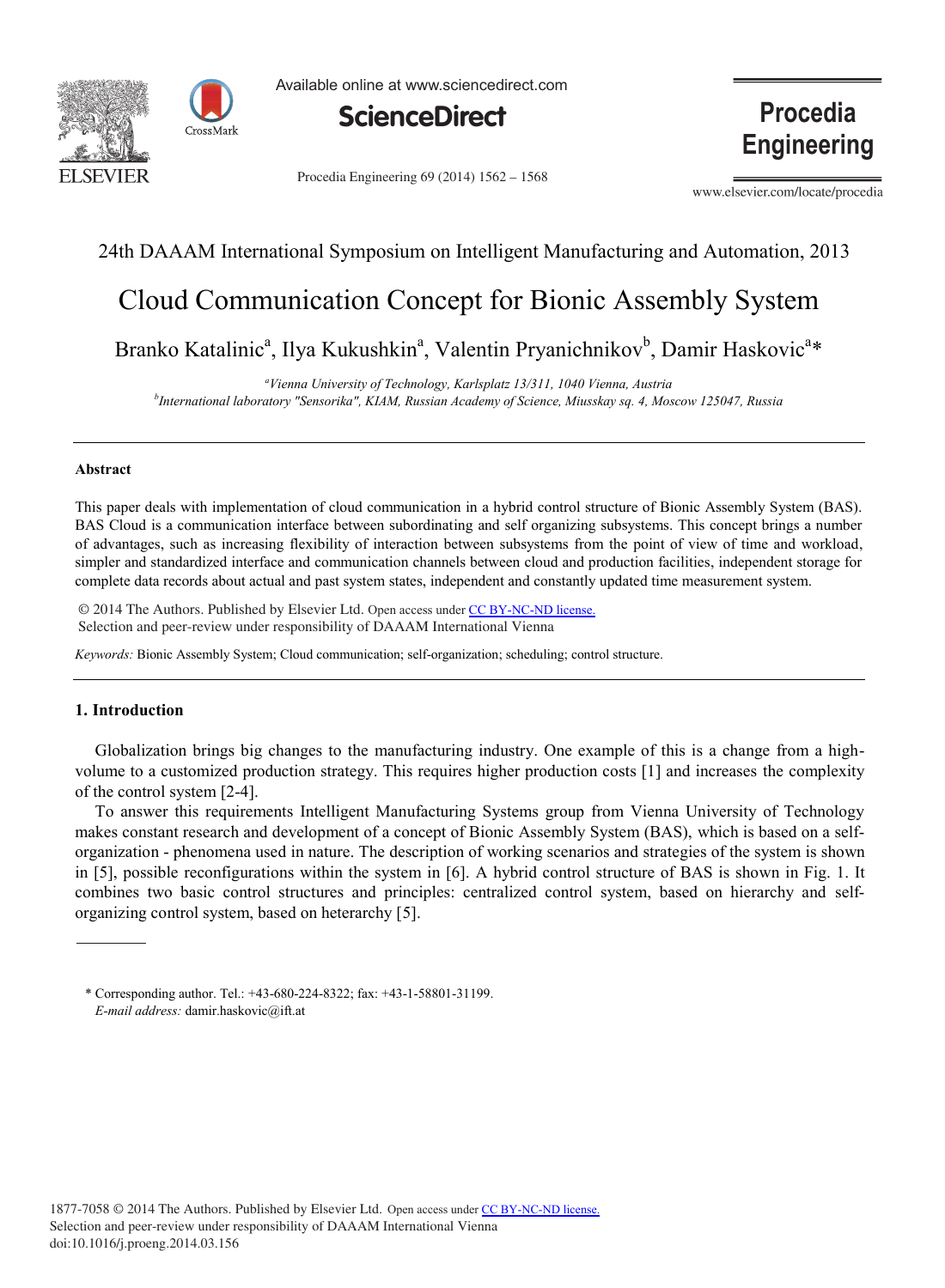24th DAAAM International Symposium on Intelligent Manufacturing and Automation, 2013

# Cloud Communication Concept for Bionic Assembly System

Branko Katalinic[a], Ilya Kukushkin[a], Valentin Pryanichnikov[b], Damir Haskovic[a]*

[a]Vienna University of Technology, Karlsplatz 13/311, 1040 Vienna, Austria
[b]International laboratory "Sensorika", KIAM, Russian Academy of Science, Miusskay sq. 4, Moscow 125047, Russia

---

### Abstract

This paper deals with implementation of cloud communication in a hybrid control structure of Bionic Assembly System (BAS). BAS Cloud is a communication interface between subordinating and self organizing subsystems. This concept brings a number of advantages, such as increasing flexibility of interaction between subsystems from the point of view of time and workload, simpler and standardized interface and communication channels between cloud and production facilities, independent storage for complete data records about actual and past system states, independent and constantly updated time measurement system.

© 2014 The Authors. Published by Elsevier Ltd. Open access under CC BY-NC-ND license.
Selection and peer-review under responsibility of DAAAM International Vienna

*Keywords:* Bionic Assembly System; Cloud communication; self-organization; scheduling; control structure.

---

## 1. Introduction

Globalization brings big changes to the manufacturing industry. One example of this is a change from a high-volume to a customized production strategy. This requires higher production costs [1] and increases the complexity of the control system [2-4].

To answer this requirements Intelligent Manufacturing Systems group from Vienna University of Technology makes constant research and development of a concept of Bionic Assembly System (BAS), which is based on a self-organization - phenomena used in nature. The description of working scenarios and strategies of the system is shown in [5], possible reconfigurations within the system in [6]. A hybrid control structure of BAS is shown in Fig. 1. It combines two basic control structures and principles: centralized control system, based on hierarchy and self-organizing control system, based on heterarchy [5].

---

\* Corresponding author. Tel.: +43-680-224-8322; fax: +43-1-58801-31199.
*E-mail address:* damir.haskovic@ift.at

1877-7058 © 2014 The Authors. Published by Elsevier Ltd. Open access under CC BY-NC-ND license.
Selection and peer-review under responsibility of DAAAM International Vienna
doi:10.1016/j.proeng.2014.03.156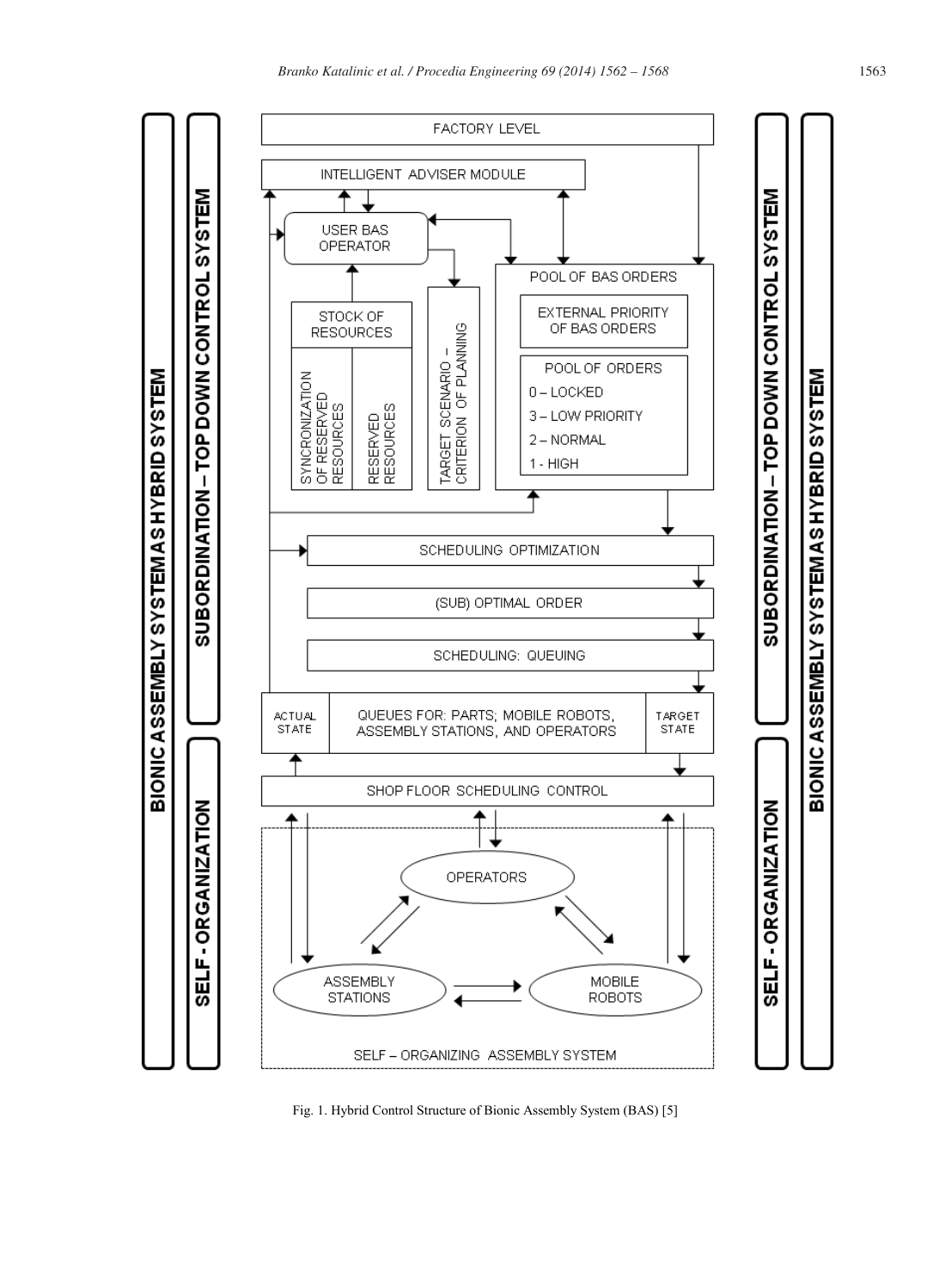Fig. 1. Hybrid Control Structure of Bionic Assembly System (BAS) [5]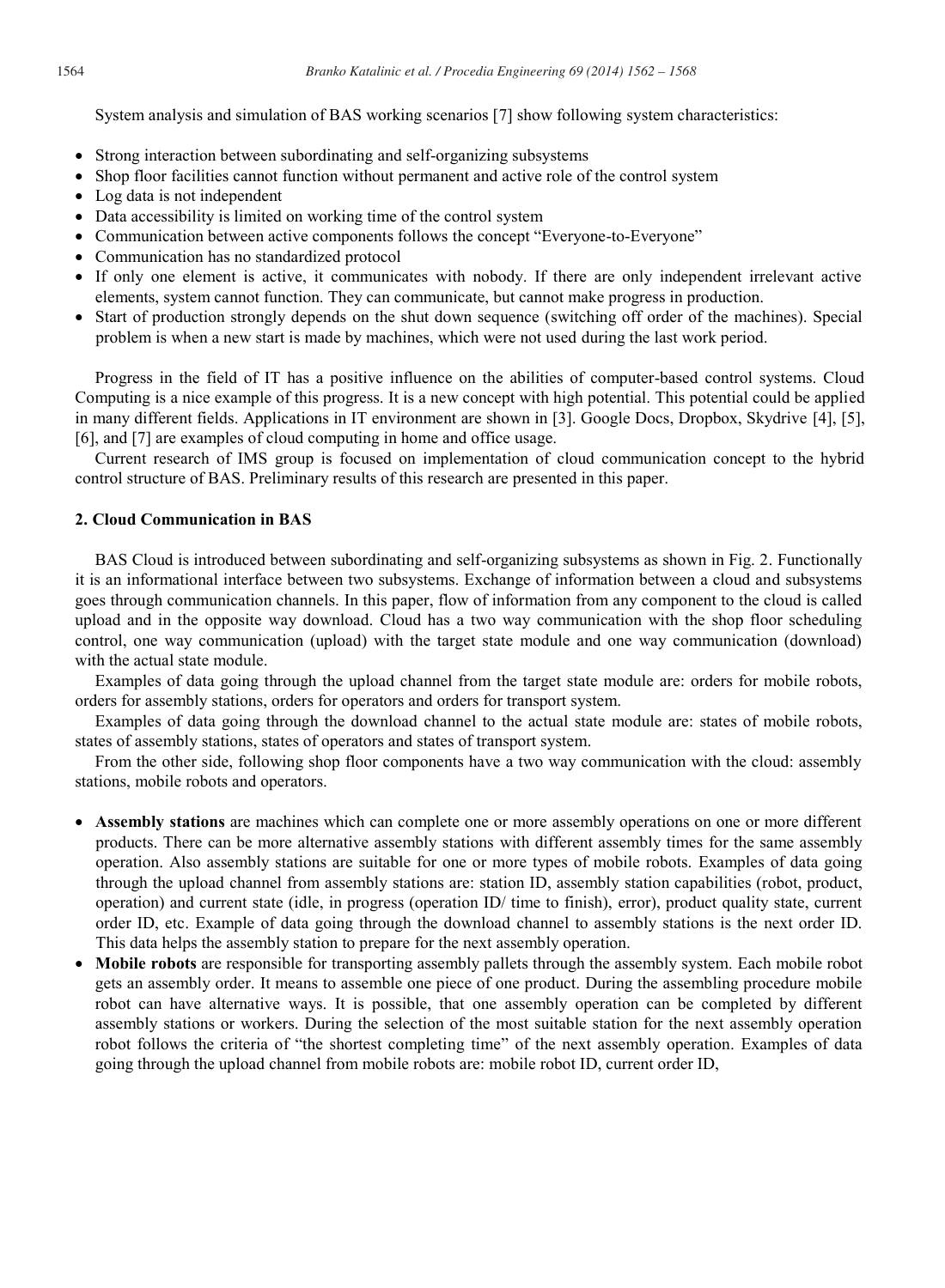System analysis and simulation of BAS working scenarios [7] show following system characteristics:

- Strong interaction between subordinating and self-organizing subsystems
- Shop floor facilities cannot function without permanent and active role of the control system
- Log data is not independent
- Data accessibility is limited on working time of the control system
- Communication between active components follows the concept "Everyone-to-Everyone"
- Communication has no standardized protocol
- If only one element is active, it communicates with nobody. If there are only independent irrelevant active elements, system cannot function. They can communicate, but cannot make progress in production.
- Start of production strongly depends on the shut down sequence (switching off order of the machines). Special problem is when a new start is made by machines, which were not used during the last work period.

Progress in the field of IT has a positive influence on the abilities of computer-based control systems. Cloud Computing is a nice example of this progress. It is a new concept with high potential. This potential could be applied in many different fields. Applications in IT environment are shown in [3]. Google Docs, Dropbox, Skydrive [4], [5], [6], and [7] are examples of cloud computing in home and office usage.

Current research of IMS group is focused on implementation of cloud communication concept to the hybrid control structure of BAS. Preliminary results of this research are presented in this paper.

## 2. Cloud Communication in BAS

BAS Cloud is introduced between subordinating and self-organizing subsystems as shown in Fig. 2. Functionally it is an informational interface between two subsystems. Exchange of information between a cloud and subsystems goes through communication channels. In this paper, flow of information from any component to the cloud is called upload and in the opposite way download. Cloud has a two way communication with the shop floor scheduling control, one way communication (upload) with the target state module and one way communication (download) with the actual state module.

Examples of data going through the upload channel from the target state module are: orders for mobile robots, orders for assembly stations, orders for operators and orders for transport system.

Examples of data going through the download channel to the actual state module are: states of mobile robots, states of assembly stations, states of operators and states of transport system.

From the other side, following shop floor components have a two way communication with the cloud: assembly stations, mobile robots and operators.

- **Assembly stations** are machines which can complete one or more assembly operations on one or more different products. There can be more alternative assembly stations with different assembly times for the same assembly operation. Also assembly stations are suitable for one or more types of mobile robots. Examples of data going through the upload channel from assembly stations are: station ID, assembly station capabilities (robot, product, operation) and current state (idle, in progress (operation ID/ time to finish), error), product quality state, current order ID, etc. Example of data going through the download channel to assembly stations is the next order ID. This data helps the assembly station to prepare for the next assembly operation.
- **Mobile robots** are responsible for transporting assembly pallets through the assembly system. Each mobile robot gets an assembly order. It means to assemble one piece of one product. During the assembling procedure mobile robot can have alternative ways. It is possible, that one assembly operation can be completed by different assembly stations or workers. During the selection of the most suitable station for the next assembly operation robot follows the criteria of "the shortest completing time" of the next assembly operation. Examples of data going through the upload channel from mobile robots are: mobile robot ID, current order ID,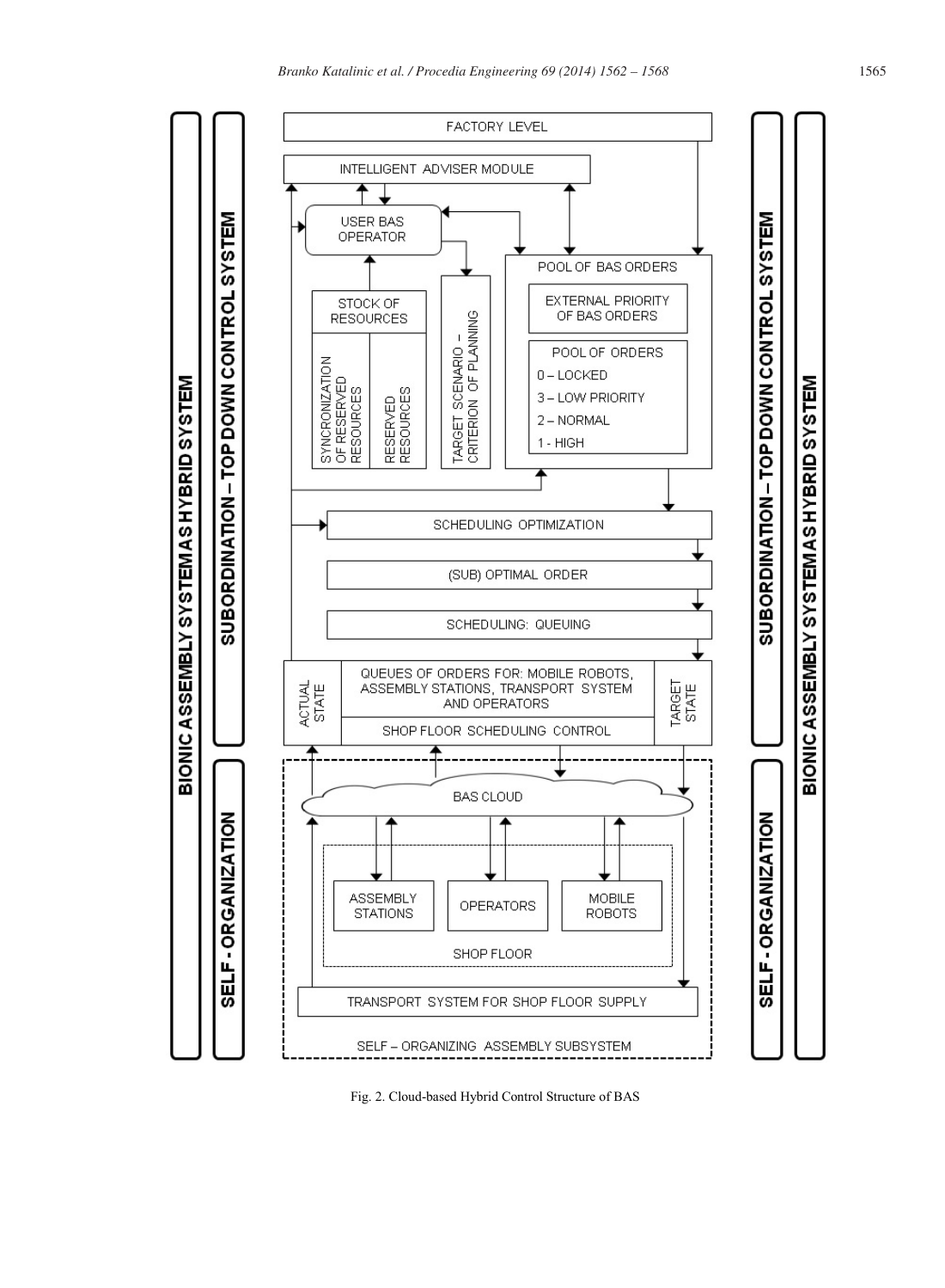FACTORY LEVEL

INTELLIGENT ADVISER MODULE

USER BAS OPERATOR

STOCK OF RESOURCES

SYNCRONIZATION OF RESERVED RESOURCES

RESERVED RESOURCES

TARGET SCENARIO – CRITERION OF PLANNING

POOL OF BAS ORDERS

EXTERNAL PRIORITY OF BAS ORDERS

POOL OF ORDERS

0 – LOCKED

3 – LOW PRIORITY

2 – NORMAL

1 - HIGH

SCHEDULING OPTIMIZATION

(SUB) OPTIMAL ORDER

SCHEDULING: QUEUING

ACTUAL STATE

QUEUES OF ORDERS FOR: MOBILE ROBOTS, ASSEMBLY STATIONS, TRANSPORT SYSTEM AND OPERATORS

SHOP FLOOR SCHEDULING CONTROL

TARGET STATE

BAS CLOUD

ASSEMBLY STATIONS

OPERATORS

MOBILE ROBOTS

SHOP FLOOR

TRANSPORT SYSTEM FOR SHOP FLOOR SUPPLY

SELF – ORGANIZING ASSEMBLY SUBSYSTEM

BIONIC ASSEMBLY SYSTEM AS HYBRID SYSTEM

SUBORDINATION – TOP DOWN CONTROL SYSTEM

SELF - ORGANIZATION

Fig. 2. Cloud-based Hybrid Control Structure of BAS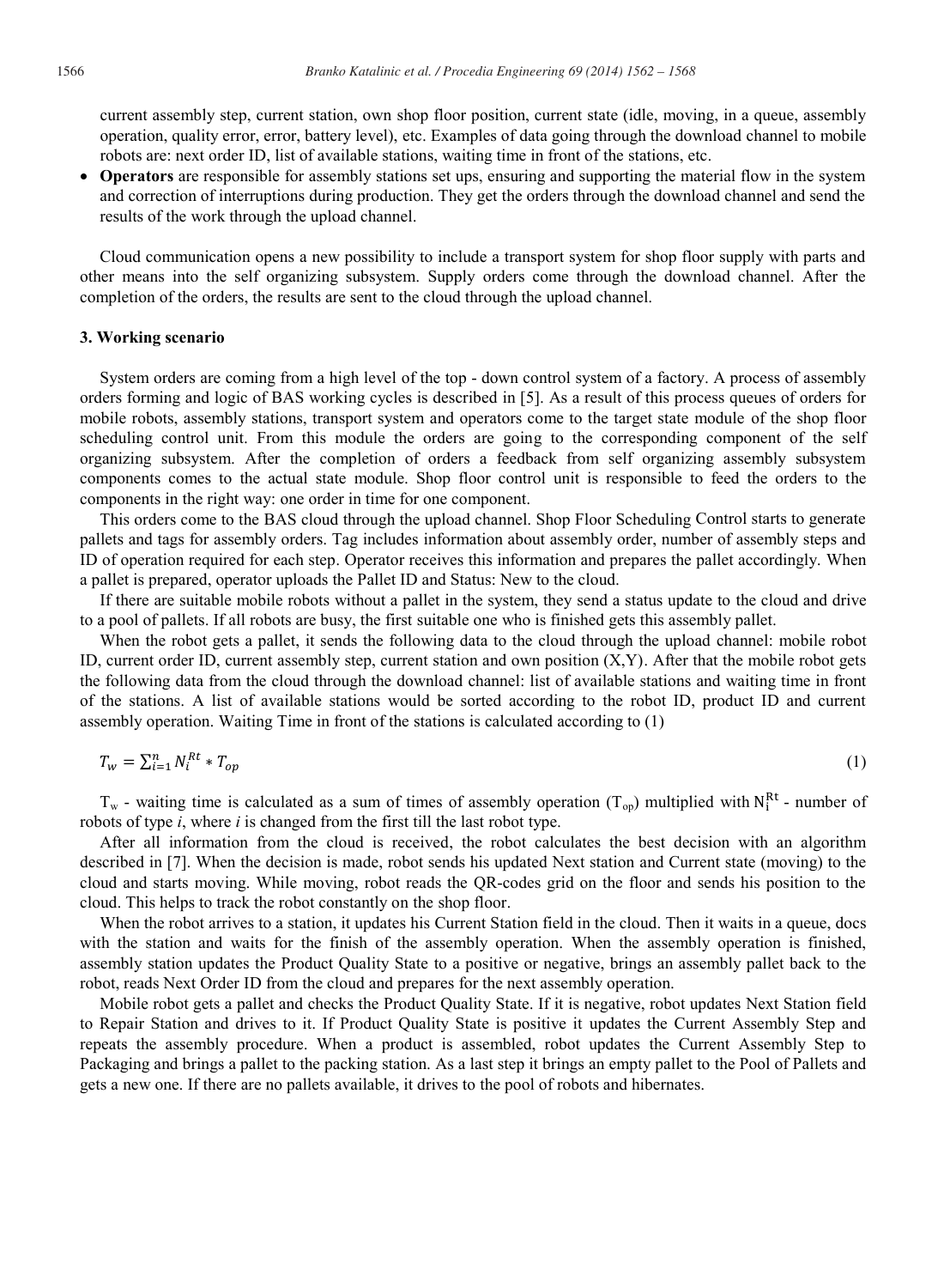current assembly step, current station, own shop floor position, current state (idle, moving, in a queue, assembly operation, quality error, error, battery level), etc. Examples of data going through the download channel to mobile robots are: next order ID, list of available stations, waiting time in front of the stations, etc.

- **Operators** are responsible for assembly stations set ups, ensuring and supporting the material flow in the system and correction of interruptions during production. They get the orders through the download channel and send the results of the work through the upload channel.

Cloud communication opens a new possibility to include a transport system for shop floor supply with parts and other means into the self organizing subsystem. Supply orders come through the download channel. After the completion of the orders, the results are sent to the cloud through the upload channel.

### 3. Working scenario

System orders are coming from a high level of the top - down control system of a factory. A process of assembly orders forming and logic of BAS working cycles is described in [5]. As a result of this process queues of orders for mobile robots, assembly stations, transport system and operators come to the target state module of the shop floor scheduling control unit. From this module the orders are going to the corresponding component of the self organizing subsystem. After the completion of orders a feedback from self organizing assembly subsystem components comes to the actual state module. Shop floor control unit is responsible to feed the orders to the components in the right way: one order in time for one component.

This orders come to the BAS cloud through the upload channel. Shop Floor Scheduling Control starts to generate pallets and tags for assembly orders. Tag includes information about assembly order, number of assembly steps and ID of operation required for each step. Operator receives this information and prepares the pallet accordingly. When a pallet is prepared, operator uploads the Pallet ID and Status: New to the cloud.

If there are suitable mobile robots without a pallet in the system, they send a status update to the cloud and drive to a pool of pallets. If all robots are busy, the first suitable one who is finished gets this assembly pallet.

When the robot gets a pallet, it sends the following data to the cloud through the upload channel: mobile robot ID, current order ID, current assembly step, current station and own position (X,Y). After that the mobile robot gets the following data from the cloud through the download channel: list of available stations and waiting time in front of the stations. A list of available stations would be sorted according to the robot ID, product ID and current assembly operation. Waiting Time in front of the stations is calculated according to (1)

$$T_w = \sum_{i=1}^{n} N_i^{Rt} * T_{op} \quad (1)$$

$T_w$ - waiting time is calculated as a sum of times of assembly operation ($T_{op}$) multiplied with $N_i^{Rt}$ - number of robots of type *i*, where *i* is changed from the first till the last robot type.

After all information from the cloud is received, the robot calculates the best decision with an algorithm described in [7]. When the decision is made, robot sends his updated Next station and Current state (moving) to the cloud and starts moving. While moving, robot reads the QR-codes grid on the floor and sends his position to the cloud. This helps to track the robot constantly on the shop floor.

When the robot arrives to a station, it updates his Current Station field in the cloud. Then it waits in a queue, docs with the station and waits for the finish of the assembly operation. When the assembly operation is finished, assembly station updates the Product Quality State to a positive or negative, brings an assembly pallet back to the robot, reads Next Order ID from the cloud and prepares for the next assembly operation.

Mobile robot gets a pallet and checks the Product Quality State. If it is negative, robot updates Next Station field to Repair Station and drives to it. If Product Quality State is positive it updates the Current Assembly Step and repeats the assembly procedure. When a product is assembled, robot updates the Current Assembly Step to Packaging and brings a pallet to the packing station. As a last step it brings an empty pallet to the Pool of Pallets and gets a new one. If there are no pallets available, it drives to the pool of robots and hibernates.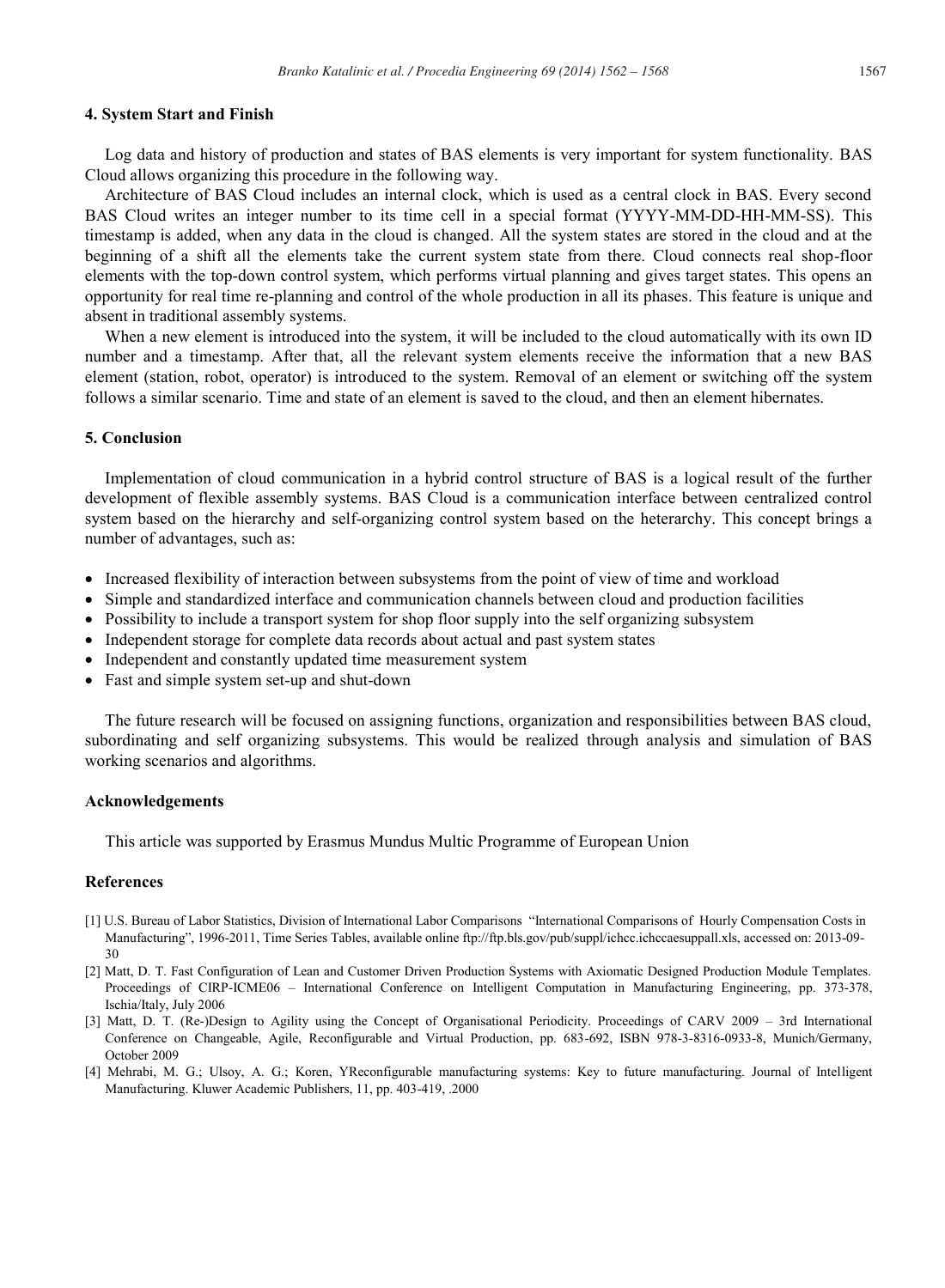## 4. System Start and Finish

Log data and history of production and states of BAS elements is very important for system functionality. BAS Cloud allows organizing this procedure in the following way.

Architecture of BAS Cloud includes an internal clock, which is used as a central clock in BAS. Every second BAS Cloud writes an integer number to its time cell in a special format (YYYY-MM-DD-HH-MM-SS). This timestamp is added, when any data in the cloud is changed. All the system states are stored in the cloud and at the beginning of a shift all the elements take the current system state from there. Cloud connects real shop-floor elements with the top-down control system, which performs virtual planning and gives target states. This opens an opportunity for real time re-planning and control of the whole production in all its phases. This feature is unique and absent in traditional assembly systems.

When a new element is introduced into the system, it will be included to the cloud automatically with its own ID number and a timestamp. After that, all the relevant system elements receive the information that a new BAS element (station, robot, operator) is introduced to the system. Removal of an element or switching off the system follows a similar scenario. Time and state of an element is saved to the cloud, and then an element hibernates.

## 5. Conclusion

Implementation of cloud communication in a hybrid control structure of BAS is a logical result of the further development of flexible assembly systems. BAS Cloud is a communication interface between centralized control system based on the hierarchy and self-organizing control system based on the heterarchy. This concept brings a number of advantages, such as:

- Increased flexibility of interaction between subsystems from the point of view of time and workload
- Simple and standardized interface and communication channels between cloud and production facilities
- Possibility to include a transport system for shop floor supply into the self organizing subsystem
- Independent storage for complete data records about actual and past system states
- Independent and constantly updated time measurement system
- Fast and simple system set-up and shut-down

The future research will be focused on assigning functions, organization and responsibilities between BAS cloud, subordinating and self organizing subsystems. This would be realized through analysis and simulation of BAS working scenarios and algorithms.

## Acknowledgements

This article was supported by Erasmus Mundus Multic Programme of European Union

## References

[1] U.S. Bureau of Labor Statistics, Division of International Labor Comparisons "International Comparisons of Hourly Compensation Costs in Manufacturing", 1996-2011, Time Series Tables, available online ftp://ftp.bls.gov/pub/suppl/ichcc.ichccaesuppall.xls, accessed on: 2013-09-30

[2] Matt, D. T. Fast Configuration of Lean and Customer Driven Production Systems with Axiomatic Designed Production Module Templates. Proceedings of CIRP-ICME06 – International Conference on Intelligent Computation in Manufacturing Engineering, pp. 373-378, Ischia/Italy, July 2006

[3] Matt, D. T. (Re-)Design to Agility using the Concept of Organisational Periodicity. Proceedings of CARV 2009 – 3rd International Conference on Changeable, Agile, Reconfigurable and Virtual Production, pp. 683-692, ISBN 978-3-8316-0933-8, Munich/Germany, October 2009

[4] Mehrabi, M. G.; Ulsoy, A. G.; Koren, YReconfigurable manufacturing systems: Key to future manufacturing. Journal of Intelligent Manufacturing. Kluwer Academic Publishers, 11, pp. 403-419, .2000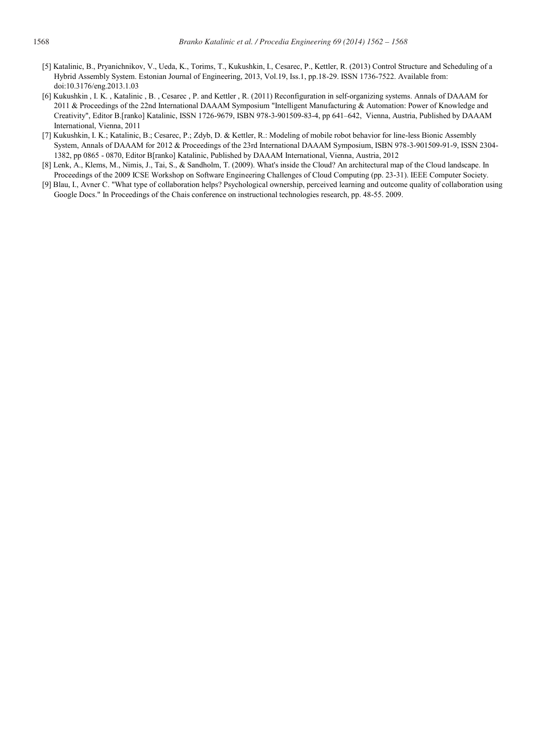[5] Katalinic, B., Pryanichnikov, V., Ueda, K., Torims, T., Kukushkin, I., Cesarec, P., Kettler, R. (2013) Control Structure and Scheduling of a Hybrid Assembly System. Estonian Journal of Engineering, 2013, Vol.19, Iss.1, pp.18-29. ISSN 1736-7522. Available from: doi:10.3176/eng.2013.1.03

[6] Kukushkin , I. K. , Katalinic , B. , Cesarec , P. and Kettler , R. (2011) Reconfiguration in self-organizing systems. Annals of DAAAM for 2011 & Proceedings of the 22nd International DAAAM Symposium "Intelligent Manufacturing & Automation: Power of Knowledge and Creativity", Editor B.[ranko] Katalinic, ISSN 1726-9679, ISBN 978-3-901509-83-4, pp 641–642, Vienna, Austria, Published by DAAAM International, Vienna, 2011

[7] Kukushkin, I. K.; Katalinic, B.; Cesarec, P.; Zdyb, D. & Kettler, R.: Modeling of mobile robot behavior for line-less Bionic Assembly System, Annals of DAAAM for 2012 & Proceedings of the 23rd International DAAAM Symposium, ISBN 978-3-901509-91-9, ISSN 2304-1382, pp 0865 - 0870, Editor B[ranko] Katalinic, Published by DAAAM International, Vienna, Austria, 2012

[8] Lenk, A., Klems, M., Nimis, J., Tai, S., & Sandholm, T. (2009). What's inside the Cloud? An architectural map of the Cloud landscape. In Proceedings of the 2009 ICSE Workshop on Software Engineering Challenges of Cloud Computing (pp. 23-31). IEEE Computer Society.

[9] Blau, I., Avner C. "What type of collaboration helps? Psychological ownership, perceived learning and outcome quality of collaboration using Google Docs." In Proceedings of the Chais conference on instructional technologies research, pp. 48-55. 2009.